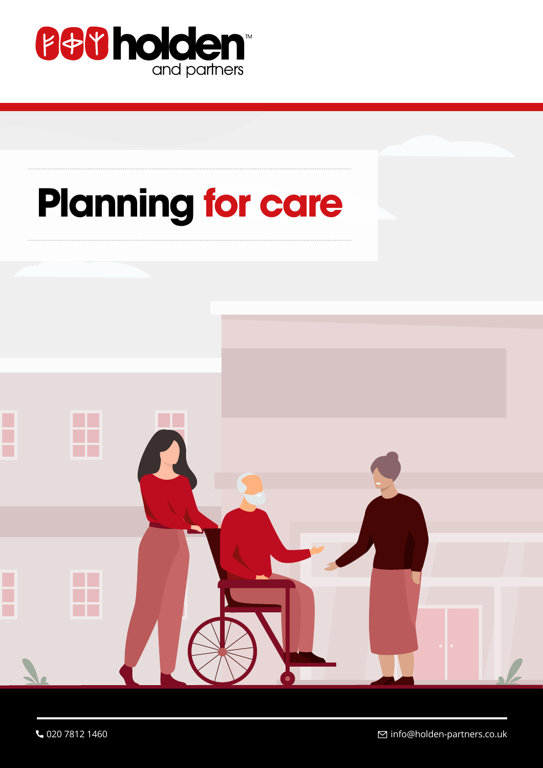holden and partners™

# Planning for care

020 7812 1460

info@holden-partners.co.uk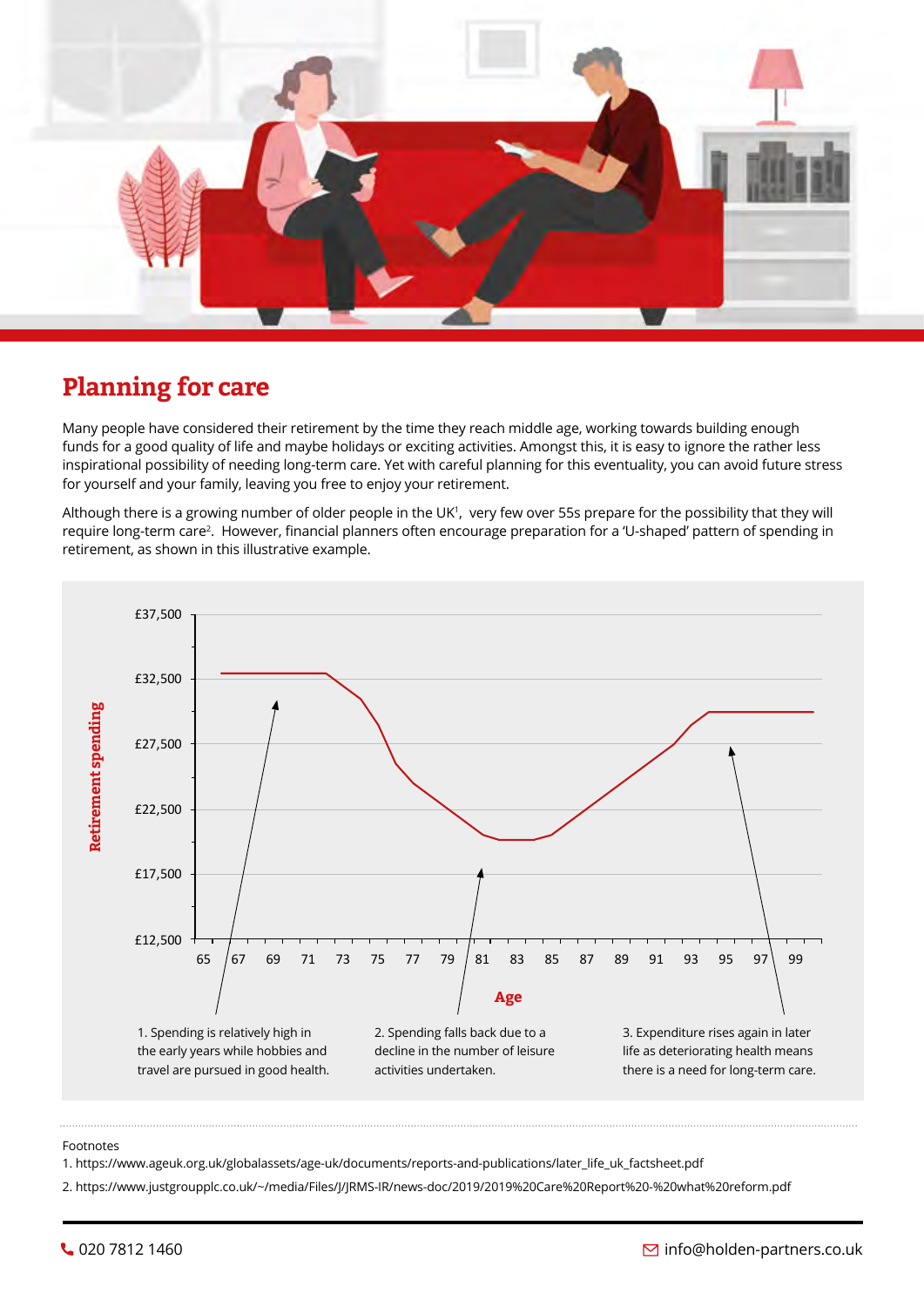## Planning for care

Many people have considered their retirement by the time they reach middle age, working towards building enough funds for a good quality of life and maybe holidays or exciting activities. Amongst this, it is easy to ignore the rather less inspirational possibility of needing long-term care. Yet with careful planning for this eventuality, you can avoid future stress for yourself and your family, leaving you free to enjoy your retirement.

Although there is a growing number of older people in the UK[1], very few over 55s prepare for the possibility that they will require long-term care[2]. However, financial planners often encourage preparation for a 'U-shaped' pattern of spending in retirement, as shown in this illustrative example.

Retirement spending

£37,500
£32,500
£27,500
£22,500
£17,500
£12,500

65 67 69 71 73 75 77 79 81 83 85 87 89 91 93 95 97 99

Age

1. Spending is relatively high in the early years while hobbies and travel are pursued in good health.

2. Spending falls back due to a decline in the number of leisure activities undertaken.

3. Expenditure rises again in later life as deteriorating health means there is a need for long-term care.

Footnotes

1. https://www.ageuk.org.uk/globalassets/age-uk/documents/reports-and-publications/later_life_uk_factsheet.pdf

2. https://www.justgroupplc.co.uk/~/media/Files/J/JRMS-IR/news-doc/2019/2019%20Care%20Report%20-%20what%20reform.pdf

020 7812 1460

info@holden-partners.co.uk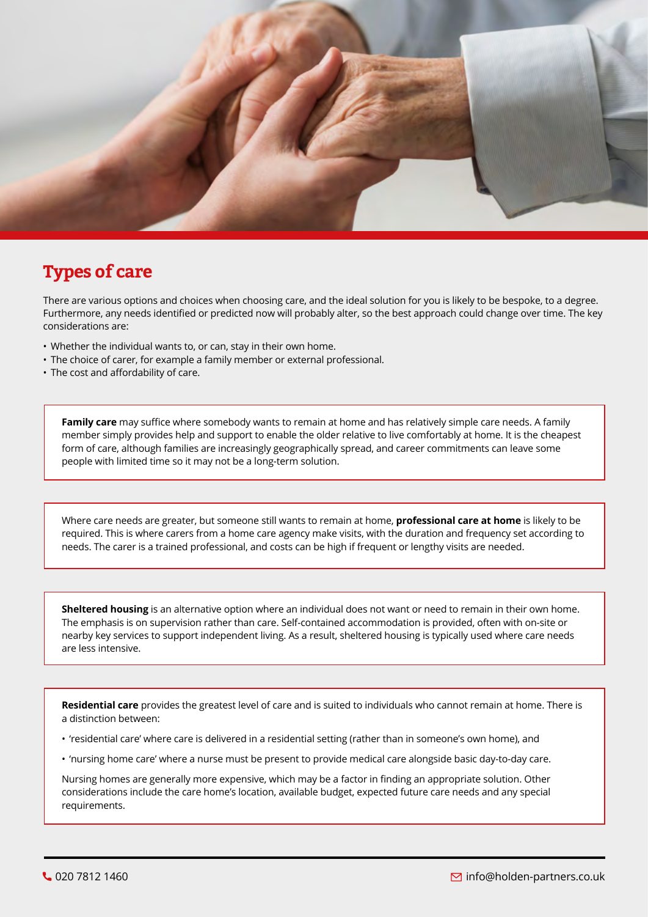## Types of care

There are various options and choices when choosing care, and the ideal solution for you is likely to be bespoke, to a degree. Furthermore, any needs identified or predicted now will probably alter, so the best approach could change over time. The key considerations are:

- Whether the individual wants to, or can, stay in their own home.
- The choice of carer, for example a family member or external professional.
- The cost and affordability of care.

**Family care** may suffice where somebody wants to remain at home and has relatively simple care needs. A family member simply provides help and support to enable the older relative to live comfortably at home. It is the cheapest form of care, although families are increasingly geographically spread, and career commitments can leave some people with limited time so it may not be a long-term solution.

Where care needs are greater, but someone still wants to remain at home, **professional care at home** is likely to be required. This is where carers from a home care agency make visits, with the duration and frequency set according to needs. The carer is a trained professional, and costs can be high if frequent or lengthy visits are needed.

**Sheltered housing** is an alternative option where an individual does not want or need to remain in their own home. The emphasis is on supervision rather than care. Self-contained accommodation is provided, often with on-site or nearby key services to support independent living. As a result, sheltered housing is typically used where care needs are less intensive.

**Residential care** provides the greatest level of care and is suited to individuals who cannot remain at home. There is a distinction between:

- 'residential care' where care is delivered in a residential setting (rather than in someone's own home), and
- 'nursing home care' where a nurse must be present to provide medical care alongside basic day-to-day care.

Nursing homes are generally more expensive, which may be a factor in finding an appropriate solution. Other considerations include the care home's location, available budget, expected future care needs and any special requirements.

020 7812 1460

info@holden-partners.co.uk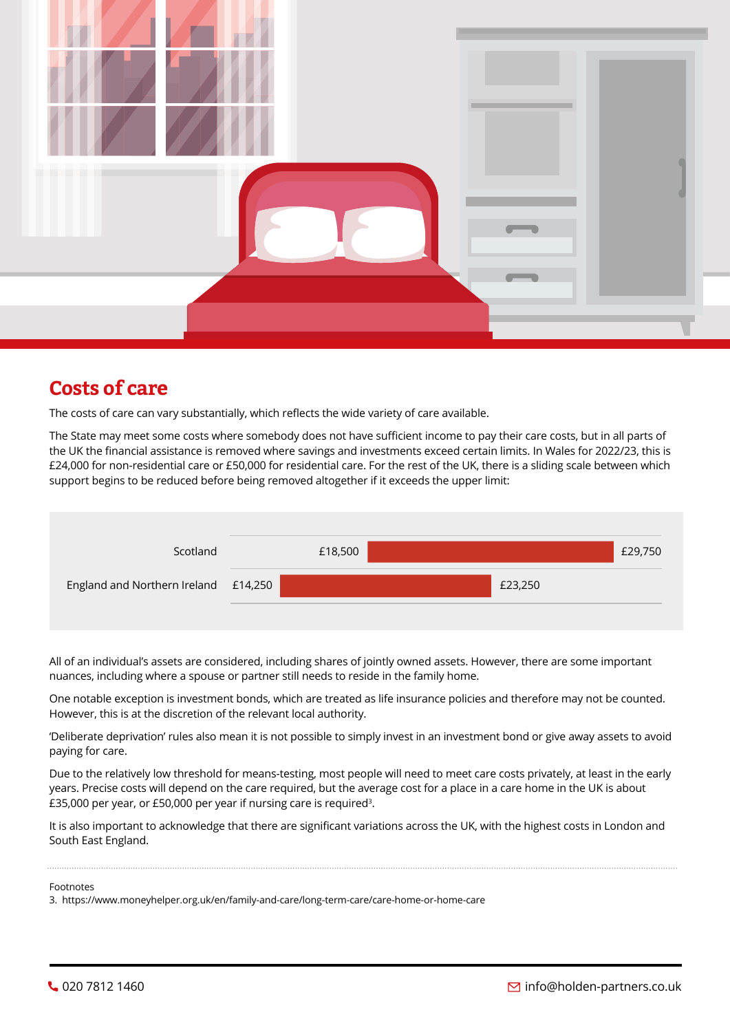## Costs of care

The costs of care can vary substantially, which reflects the wide variety of care available.

The State may meet some costs where somebody does not have sufficient income to pay their care costs, but in all parts of the UK the financial assistance is removed where savings and investments exceed certain limits. In Wales for 2022/23, this is £24,000 for non-residential care or £50,000 for residential care. For the rest of the UK, there is a sliding scale between which support begins to be reduced before being removed altogether if it exceeds the upper limit:

| Region | Lower limit | Upper limit |
| --- | --- | --- |
| Scotland | £18,500 | £29,750 |
| England and Northern Ireland | £14,250 | £23,250 |

All of an individual's assets are considered, including shares of jointly owned assets. However, there are some important nuances, including where a spouse or partner still needs to reside in the family home.

One notable exception is investment bonds, which are treated as life insurance policies and therefore may not be counted. However, this is at the discretion of the relevant local authority.

'Deliberate deprivation' rules also mean it is not possible to simply invest in an investment bond or give away assets to avoid paying for care.

Due to the relatively low threshold for means-testing, most people will need to meet care costs privately, at least in the early years. Precise costs will depend on the care required, but the average cost for a place in a care home in the UK is about £35,000 per year, or £50,000 per year if nursing care is required[3].

It is also important to acknowledge that there are significant variations across the UK, with the highest costs in London and South East England.

Footnotes

3. https://www.moneyhelper.org.uk/en/family-and-care/long-term-care/care-home-or-home-care

020 7812 1460

info@holden-partners.co.uk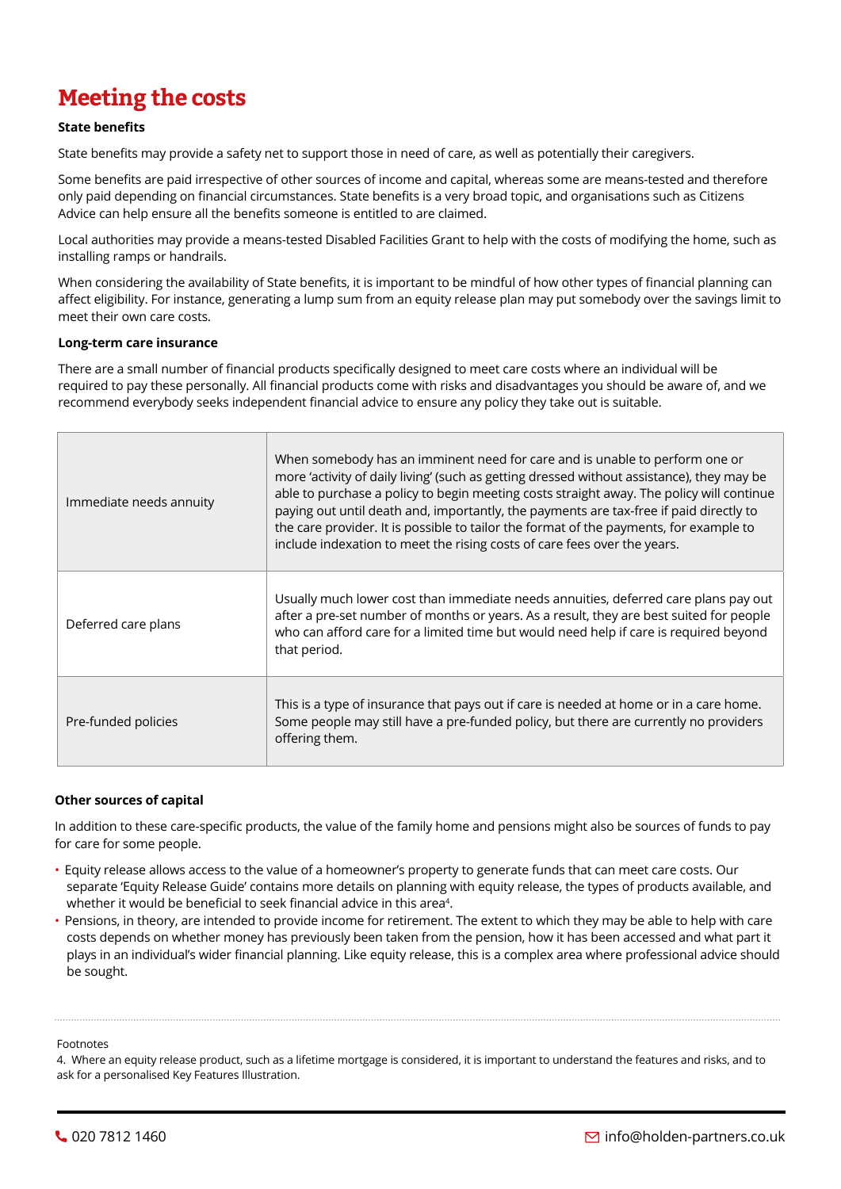# Meeting the costs

**State benefits**

State benefits may provide a safety net to support those in need of care, as well as potentially their caregivers.

Some benefits are paid irrespective of other sources of income and capital, whereas some are means-tested and therefore only paid depending on financial circumstances. State benefits is a very broad topic, and organisations such as Citizens Advice can help ensure all the benefits someone is entitled to are claimed.

Local authorities may provide a means-tested Disabled Facilities Grant to help with the costs of modifying the home, such as installing ramps or handrails.

When considering the availability of State benefits, it is important to be mindful of how other types of financial planning can affect eligibility. For instance, generating a lump sum from an equity release plan may put somebody over the savings limit to meet their own care costs.

**Long-term care insurance**

There are a small number of financial products specifically designed to meet care costs where an individual will be required to pay these personally. All financial products come with risks and disadvantages you should be aware of, and we recommend everybody seeks independent financial advice to ensure any policy they take out is suitable.

| | |
|---|---|
| Immediate needs annuity | When somebody has an imminent need for care and is unable to perform one or more 'activity of daily living' (such as getting dressed without assistance), they may be able to purchase a policy to begin meeting costs straight away. The policy will continue paying out until death and, importantly, the payments are tax-free if paid directly to the care provider. It is possible to tailor the format of the payments, for example to include indexation to meet the rising costs of care fees over the years. |
| Deferred care plans | Usually much lower cost than immediate needs annuities, deferred care plans pay out after a pre-set number of months or years. As a result, they are best suited for people who can afford care for a limited time but would need help if care is required beyond that period. |
| Pre-funded policies | This is a type of insurance that pays out if care is needed at home or in a care home. Some people may still have a pre-funded policy, but there are currently no providers offering them. |

**Other sources of capital**

In addition to these care-specific products, the value of the family home and pensions might also be sources of funds to pay for care for some people.

- Equity release allows access to the value of a homeowner's property to generate funds that can meet care costs. Our separate 'Equity Release Guide' contains more details on planning with equity release, the types of products available, and whether it would be beneficial to seek financial advice in this area[4].
- Pensions, in theory, are intended to provide income for retirement. The extent to which they may be able to help with care costs depends on whether money has previously been taken from the pension, how it has been accessed and what part it plays in an individual's wider financial planning. Like equity release, this is a complex area where professional advice should be sought.

---

Footnotes

4. Where an equity release product, such as a lifetime mortgage is considered, it is important to understand the features and risks, and to ask for a personalised Key Features Illustration.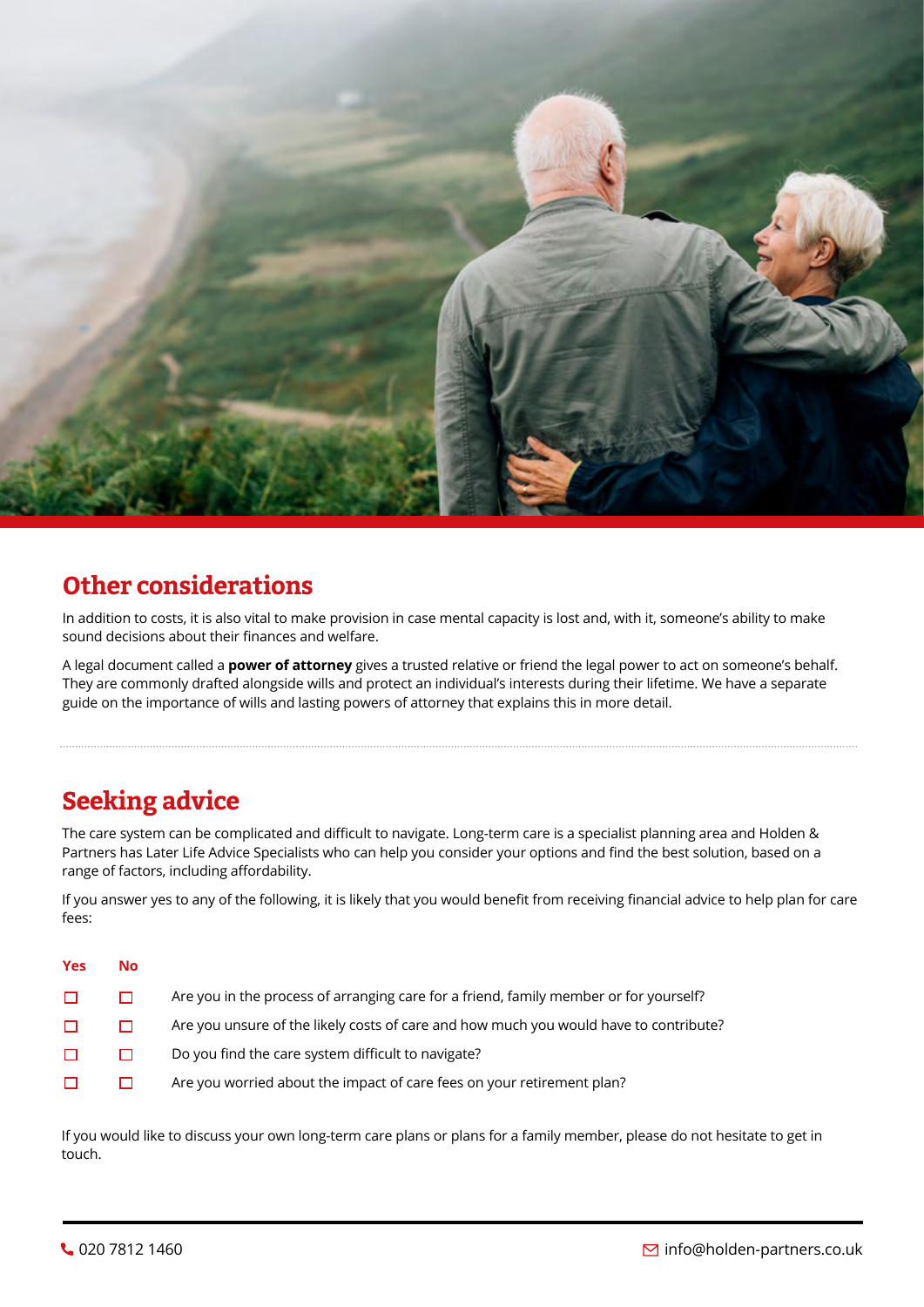## Other considerations

In addition to costs, it is also vital to make provision in case mental capacity is lost and, with it, someone's ability to make sound decisions about their finances and welfare.

A legal document called a **power of attorney** gives a trusted relative or friend the legal power to act on someone's behalf. They are commonly drafted alongside wills and protect an individual's interests during their lifetime. We have a separate guide on the importance of wills and lasting powers of attorney that explains this in more detail.

## Seeking advice

The care system can be complicated and difficult to navigate. Long-term care is a specialist planning area and Holden & Partners has Later Life Advice Specialists who can help you consider your options and find the best solution, based on a range of factors, including affordability.

If you answer yes to any of the following, it is likely that you would benefit from receiving financial advice to help plan for care fees:

| Yes | No | |
|---|---|---|
| ☐ | ☐ | Are you in the process of arranging care for a friend, family member or for yourself? |
| ☐ | ☐ | Are you unsure of the likely costs of care and how much you would have to contribute? |
| ☐ | ☐ | Do you find the care system difficult to navigate? |
| ☐ | ☐ | Are you worried about the impact of care fees on your retirement plan? |

If you would like to discuss your own long-term care plans or plans for a family member, please do not hesitate to get in touch.

020 7812 1460

info@holden-partners.co.uk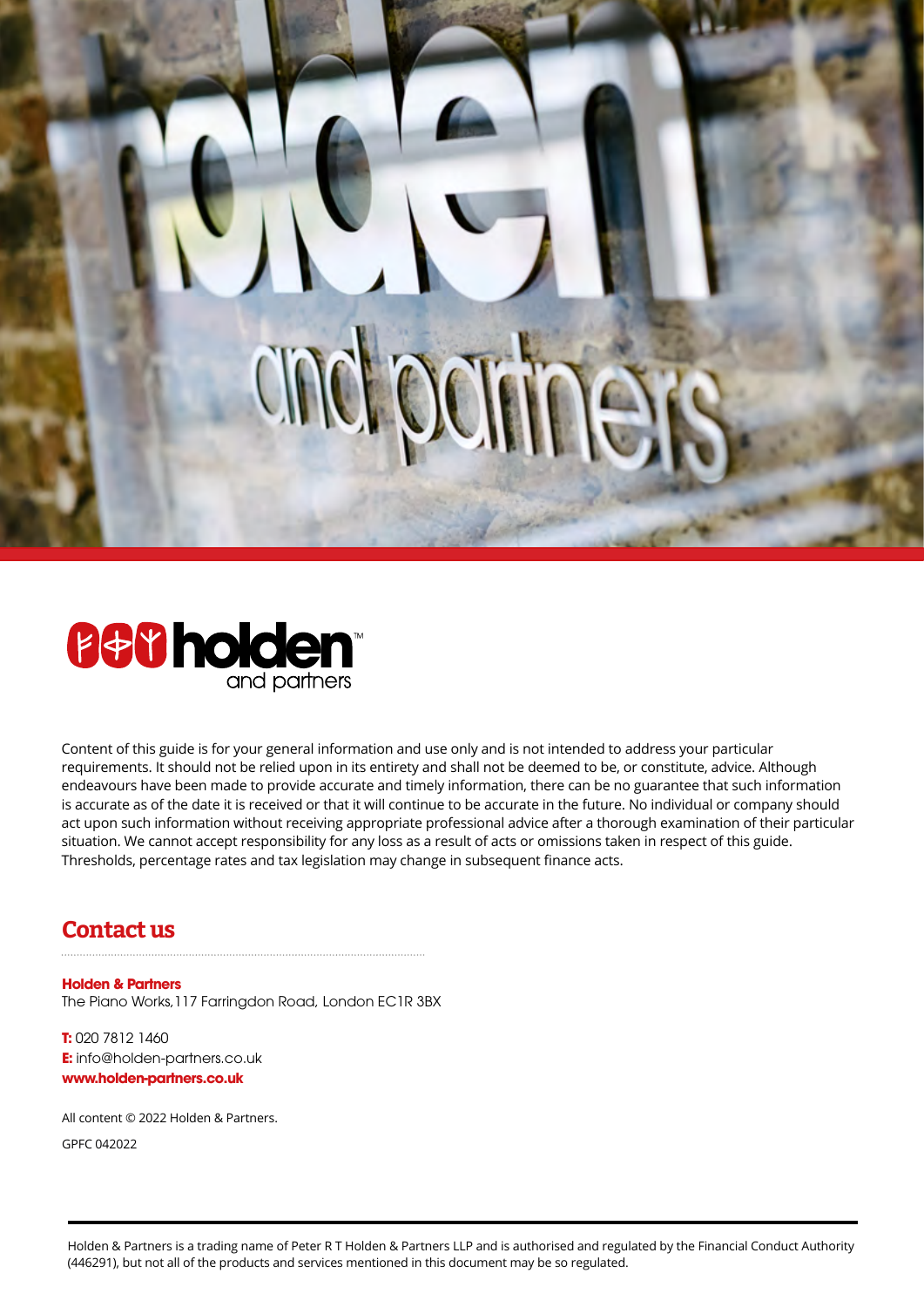Content of this guide is for your general information and use only and is not intended to address your particular requirements. It should not be relied upon in its entirety and shall not be deemed to be, or constitute, advice. Although endeavours have been made to provide accurate and timely information, there can be no guarantee that such information is accurate as of the date it is received or that it will continue to be accurate in the future. No individual or company should act upon such information without receiving appropriate professional advice after a thorough examination of their particular situation. We cannot accept responsibility for any loss as a result of acts or omissions taken in respect of this guide. Thresholds, percentage rates and tax legislation may change in subsequent finance acts.

## Contact us

**Holden & Partners**
The Piano Works, 117 Farringdon Road, London EC1R 3BX

**T:** 020 7812 1460
**E:** info@holden-partners.co.uk
**www.holden-partners.co.uk**

All content © 2022 Holden & Partners.

GPFC 042022

Holden & Partners is a trading name of Peter R T Holden & Partners LLP and is authorised and regulated by the Financial Conduct Authority (446291), but not all of the products and services mentioned in this document may be so regulated.